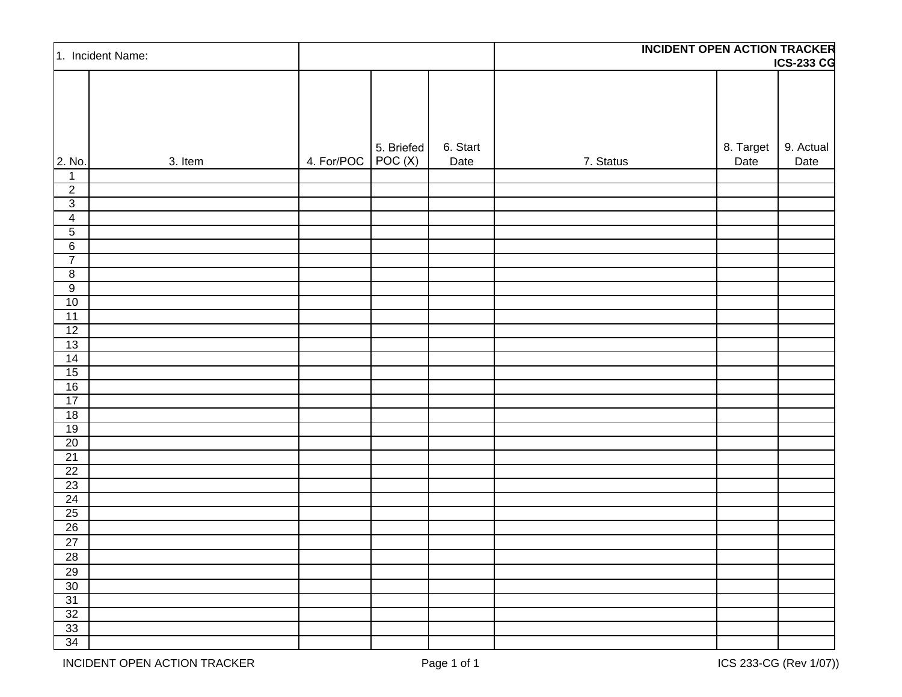# INCIDENT OPEN ACTION TRACKER
## ICS-233 CG

| 1. Incident Name: | | | | | | | | |
|---|---|---|---|---|---|---|---|---|
| **2. No.** | **3. Item** | **4. For/POC** | **5. Briefed POC (X)** | **6. Start Date** | **7. Status** | **8. Target Date** | **9. Actual Date** | |
| 1 | | | | | | | | |
| 2 | | | | | | | | |
| 3 | | | | | | | | |
| 4 | | | | | | | | |
| 5 | | | | | | | | |
| 6 | | | | | | | | |
| 7 | | | | | | | | |
| 8 | | | | | | | | |
| 9 | | | | | | | | |
| 10 | | | | | | | | |
| 11 | | | | | | | | |
| 12 | | | | | | | | |
| 13 | | | | | | | | |
| 14 | | | | | | | | |
| 15 | | | | | | | | |
| 16 | | | | | | | | |
| 17 | | | | | | | | |
| 18 | | | | | | | | |
| 19 | | | | | | | | |
| 20 | | | | | | | | |
| 21 | | | | | | | | |
| 22 | | | | | | | | |
| 23 | | | | | | | | |
| 24 | | | | | | | | |
| 25 | | | | | | | | |
| 26 | | | | | | | | |
| 27 | | | | | | | | |
| 28 | | | | | | | | |
| 29 | | | | | | | | |
| 30 | | | | | | | | |
| 31 | | | | | | | | |
| 32 | | | | | | | | |
| 33 | | | | | | | | |
| 34 | | | | | | | | |

INCIDENT OPEN ACTION TRACKER ICS 233-CG (Rev 1/07))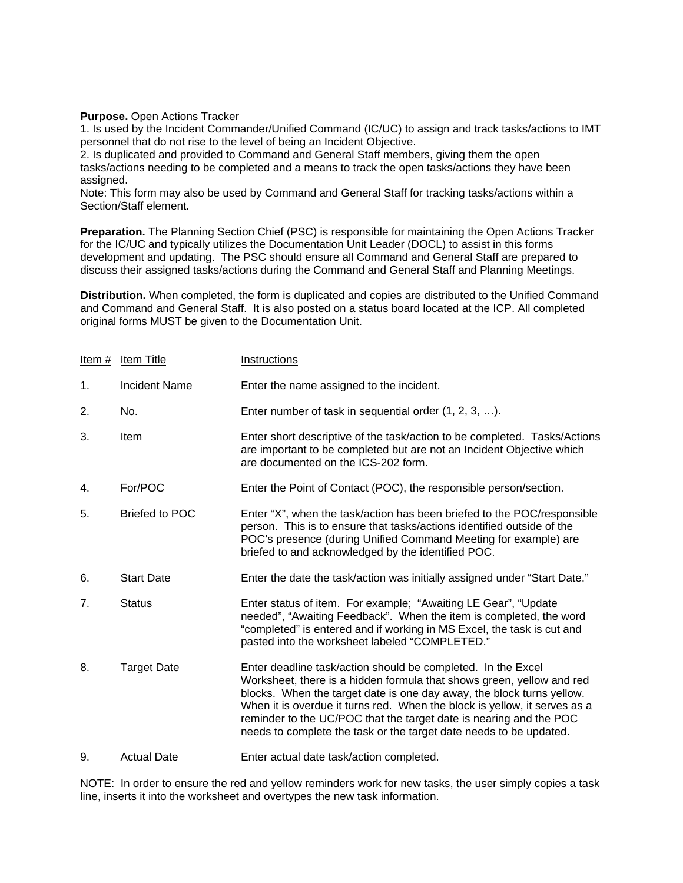**Purpose.** Open Actions Tracker
1. Is used by the Incident Commander/Unified Command (IC/UC) to assign and track tasks/actions to IMT personnel that do not rise to the level of being an Incident Objective.
2. Is duplicated and provided to Command and General Staff members, giving them the open tasks/actions needing to be completed and a means to track the open tasks/actions they have been assigned.
Note: This form may also be used by Command and General Staff for tracking tasks/actions within a Section/Staff element.

**Preparation.** The Planning Section Chief (PSC) is responsible for maintaining the Open Actions Tracker for the IC/UC and typically utilizes the Documentation Unit Leader (DOCL) to assist in this forms development and updating. The PSC should ensure all Command and General Staff are prepared to discuss their assigned tasks/actions during the Command and General Staff and Planning Meetings.

**Distribution.** When completed, the form is duplicated and copies are distributed to the Unified Command and Command and General Staff. It is also posted on a status board located at the ICP. All completed original forms MUST be given to the Documentation Unit.

| Item # | Item Title | Instructions |
|---|---|---|
| 1. | Incident Name | Enter the name assigned to the incident. |
| 2. | No. | Enter number of task in sequential order (1, 2, 3, …). |
| 3. | Item | Enter short descriptive of the task/action to be completed. Tasks/Actions are important to be completed but are not an Incident Objective which are documented on the ICS-202 form. |
| 4. | For/POC | Enter the Point of Contact (POC), the responsible person/section. |
| 5. | Briefed to POC | Enter "X", when the task/action has been briefed to the POC/responsible person. This is to ensure that tasks/actions identified outside of the POC's presence (during Unified Command Meeting for example) are briefed to and acknowledged by the identified POC. |
| 6. | Start Date | Enter the date the task/action was initially assigned under "Start Date." |
| 7. | Status | Enter status of item. For example; "Awaiting LE Gear", "Update needed", "Awaiting Feedback". When the item is completed, the word "completed" is entered and if working in MS Excel, the task is cut and pasted into the worksheet labeled "COMPLETED." |
| 8. | Target Date | Enter deadline task/action should be completed. In the Excel Worksheet, there is a hidden formula that shows green, yellow and red blocks. When the target date is one day away, the block turns yellow. When it is overdue it turns red. When the block is yellow, it serves as a reminder to the UC/POC that the target date is nearing and the POC needs to complete the task or the target date needs to be updated. |
| 9. | Actual Date | Enter actual date task/action completed. |

NOTE: In order to ensure the red and yellow reminders work for new tasks, the user simply copies a task line, inserts it into the worksheet and overtypes the new task information.